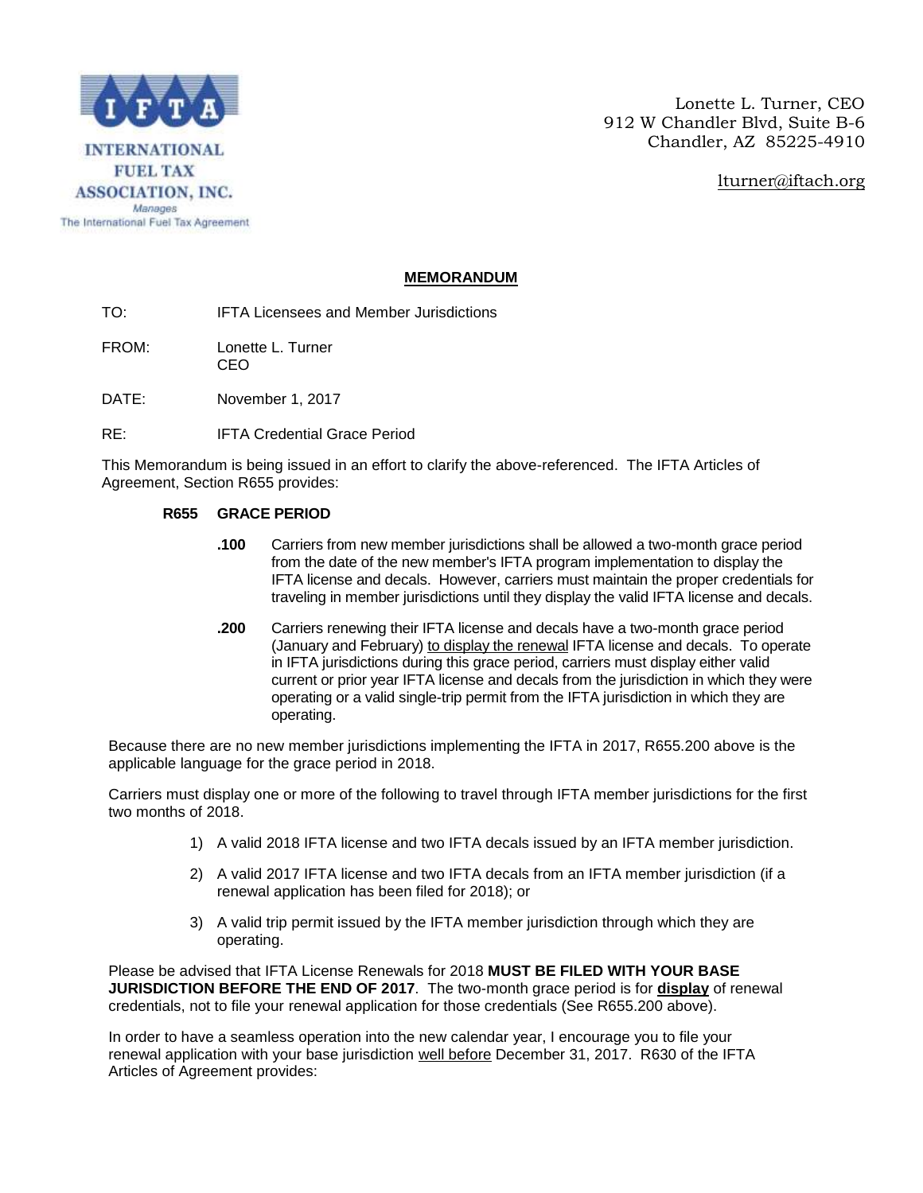INTERNATIONAL FUEL TAX ASSOCIATION, INC.
*Manages*
The International Fuel Tax Agreement

Lonette L. Turner, CEO
912 W Chandler Blvd, Suite B-6
Chandler, AZ 85225-4910

lturner@iftach.org

## MEMORANDUM

TO: IFTA Licensees and Member Jurisdictions

FROM: Lonette L. Turner
CEO

DATE: November 1, 2017

RE: IFTA Credential Grace Period

This Memorandum is being issued in an effort to clarify the above-referenced. The IFTA Articles of Agreement, Section R655 provides:

**R655 GRACE PERIOD**

> **.100** Carriers from new member jurisdictions shall be allowed a two-month grace period from the date of the new member's IFTA program implementation to display the IFTA license and decals. However, carriers must maintain the proper credentials for traveling in member jurisdictions until they display the valid IFTA license and decals.
>
> **.200** Carriers renewing their IFTA license and decals have a two-month grace period (January and February) <u>to display the renewal</u> IFTA license and decals. To operate in IFTA jurisdictions during this grace period, carriers must display either valid current or prior year IFTA license and decals from the jurisdiction in which they were operating or a valid single-trip permit from the IFTA jurisdiction in which they are operating.

Because there are no new member jurisdictions implementing the IFTA in 2017, R655.200 above is the applicable language for the grace period in 2018.

Carriers must display one or more of the following to travel through IFTA member jurisdictions for the first two months of 2018.

1) A valid 2018 IFTA license and two IFTA decals issued by an IFTA member jurisdiction.
2) A valid 2017 IFTA license and two IFTA decals from an IFTA member jurisdiction (if a renewal application has been filed for 2018); or
3) A valid trip permit issued by the IFTA member jurisdiction through which they are operating.

Please be advised that IFTA License Renewals for 2018 **MUST BE FILED WITH YOUR BASE JURISDICTION BEFORE THE END OF 2017**. The two-month grace period is for **<u>display</u>** of renewal credentials, not to file your renewal application for those credentials (See R655.200 above).

In order to have a seamless operation into the new calendar year, I encourage you to file your renewal application with your base jurisdiction <u>well before</u> December 31, 2017. R630 of the IFTA Articles of Agreement provides: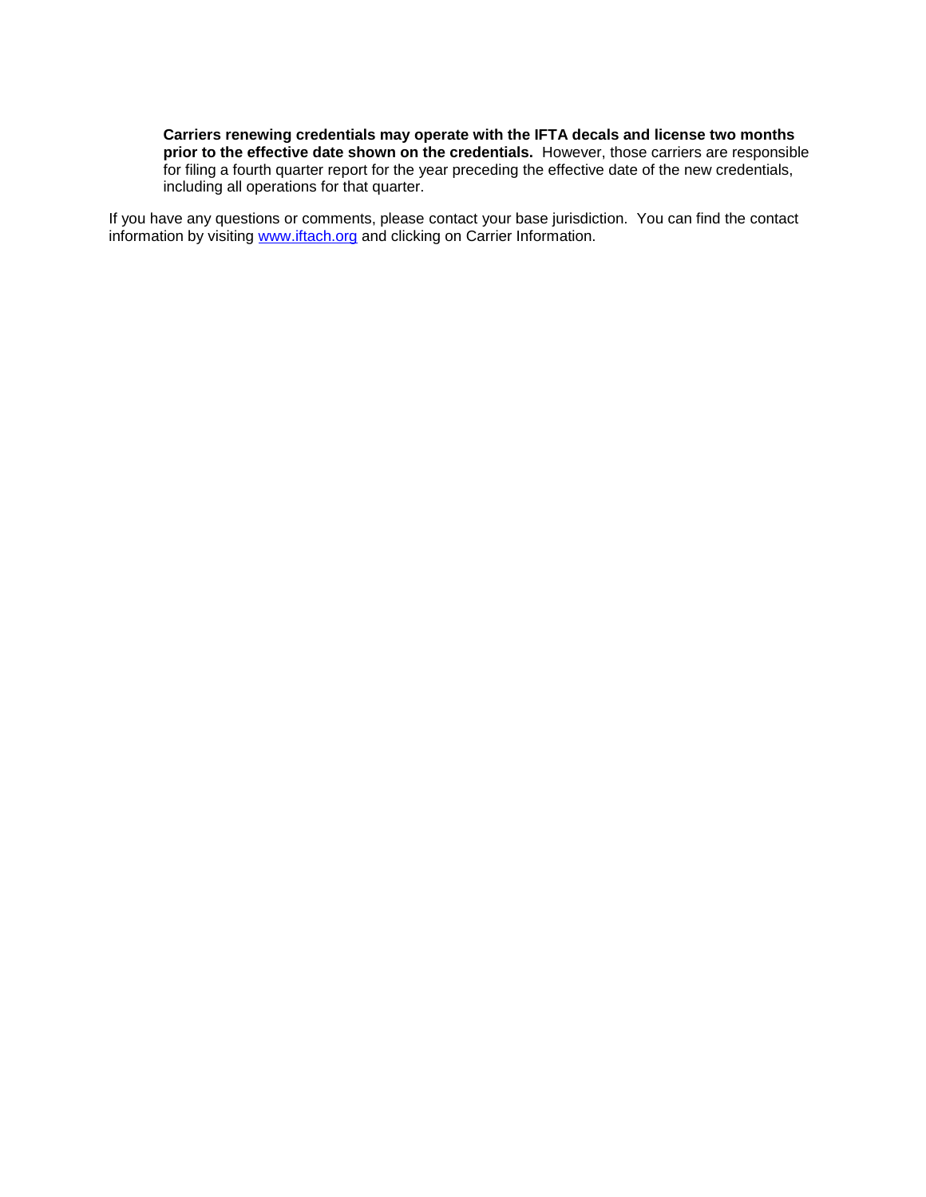**Carriers renewing credentials may operate with the IFTA decals and license two months prior to the effective date shown on the credentials.** However, those carriers are responsible for filing a fourth quarter report for the year preceding the effective date of the new credentials, including all operations for that quarter.

If you have any questions or comments, please contact your base jurisdiction. You can find the contact information by visiting [www.iftach.org](http://www.iftach.org) and clicking on Carrier Information.